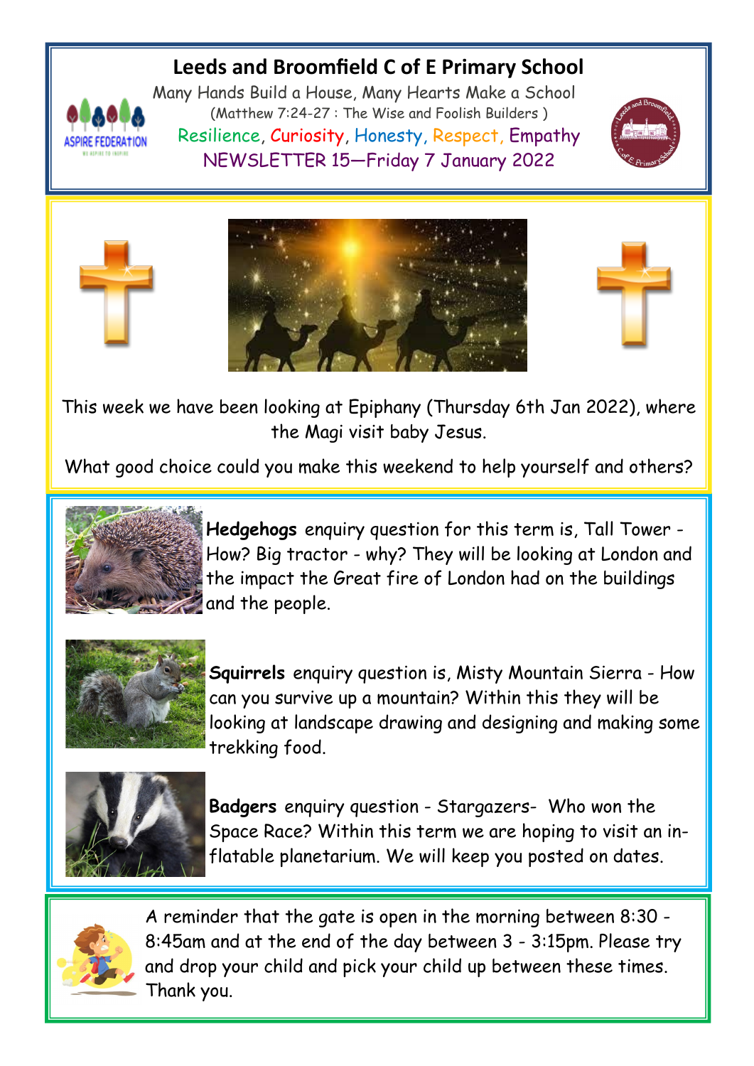# Leeds and Broomfield C of E Primary School

Many Hands Build a House, Many Hearts Make a School

(Matthew 7:24-27 : The Wise and Foolish Builders )

Resilience, Curiosity, Honesty, Respect, Empathy

NEWSLETTER 15—Friday 7 January 2022

This week we have been looking at Epiphany (Thursday 6th Jan 2022), where the Magi visit baby Jesus.

What good choice could you make this weekend to help yourself and others?

**Hedgehogs** enquiry question for this term is, Tall Tower - How? Big tractor - why? They will be looking at London and the impact the Great fire of London had on the buildings and the people.

**Squirrels** enquiry question is, Misty Mountain Sierra - How can you survive up a mountain? Within this they will be looking at landscape drawing and designing and making some trekking food.

**Badgers** enquiry question - Stargazers- Who won the Space Race? Within this term we are hoping to visit an inflatable planetarium. We will keep you posted on dates.

A reminder that the gate is open in the morning between 8:30 - 8:45am and at the end of the day between 3 - 3:15pm. Please try and drop your child and pick your child up between these times. Thank you.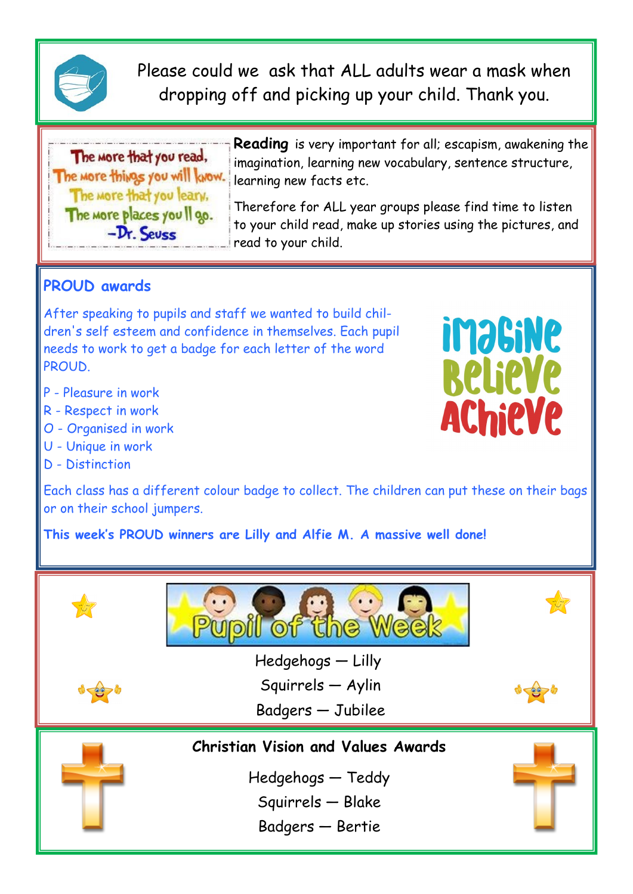Please could we ask that ALL adults wear a mask when dropping off and picking up your child. Thank you.

The more that you read,
The more things you will know.
The more that you learn,
The more places you'll go.
–Dr. Seuss

**Reading** is very important for all; escapism, awakening the imagination, learning new vocabulary, sentence structure, learning new facts etc.

Therefore for ALL year groups please find time to listen to your child read, make up stories using the pictures, and read to your child.

## PROUD awards

After speaking to pupils and staff we wanted to build children's self esteem and confidence in themselves. Each pupil needs to work to get a badge for each letter of the word PROUD.

Imagine
Believe
Achieve

P - Pleasure in work
R - Respect in work
O - Organised in work
U - Unique in work
D - Distinction

Each class has a different colour badge to collect. The children can put these on their bags or on their school jumpers.

**This week's PROUD winners are Lilly and Alfie M. A massive well done!**

## Pupil of the Week

Hedgehogs — Lilly
Squirrels — Aylin
Badgers — Jubilee

## Christian Vision and Values Awards

Hedgehogs — Teddy
Squirrels — Blake
Badgers — Bertie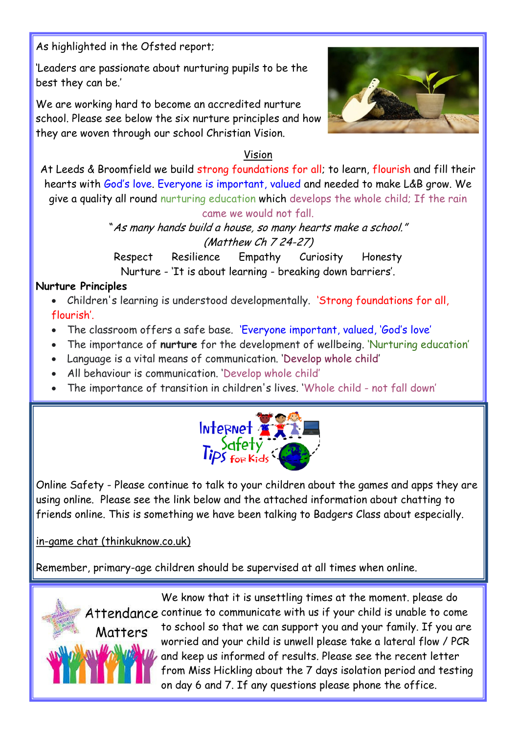As highlighted in the Ofsted report;

'Leaders are passionate about nurturing pupils to be the best they can be.'

We are working hard to become an accredited nurture school. Please see below the six nurture principles and how they are woven through our school Christian Vision.

## Vision

At Leeds & Broomfield we build strong foundations for all; to learn, flourish and fill their hearts with God's love. Everyone is important, valued and needed to make L&B grow. We give a quality all round nurturing education which develops the whole child; If the rain came we would not fall.

*"As many hands build a house, so many hearts make a school." (Matthew Ch 7 24-27)*

Respect Resilience Empathy Curiosity Honesty

Nurture - 'It is about learning - breaking down barriers'.

**Nurture Principles**

- Children's learning is understood developmentally. 'Strong foundations for all, flourish'.
- The classroom offers a safe base. 'Everyone important, valued, 'God's love'
- The importance of **nurture** for the development of wellbeing. 'Nurturing education'
- Language is a vital means of communication. 'Develop whole child'
- All behaviour is communication. 'Develop whole child'
- The importance of transition in children's lives. 'Whole child - not fall down'

Internet Safety Tips for Kids

Online Safety - Please continue to talk to your children about the games and apps they are using online. Please see the link below and the attached information about chatting to friends online. This is something we have been talking to Badgers Class about especially.

in-game chat (thinkuknow.co.uk)

Remember, primary-age children should be supervised at all times when online.

## Attendance Matters

We know that it is unsettling times at the moment. please do continue to communicate with us if your child is unable to come to school so that we can support you and your family. If you are worried and your child is unwell please take a lateral flow / PCR and keep us informed of results. Please see the recent letter from Miss Hickling about the 7 days isolation period and testing on day 6 and 7. If any questions please phone the office.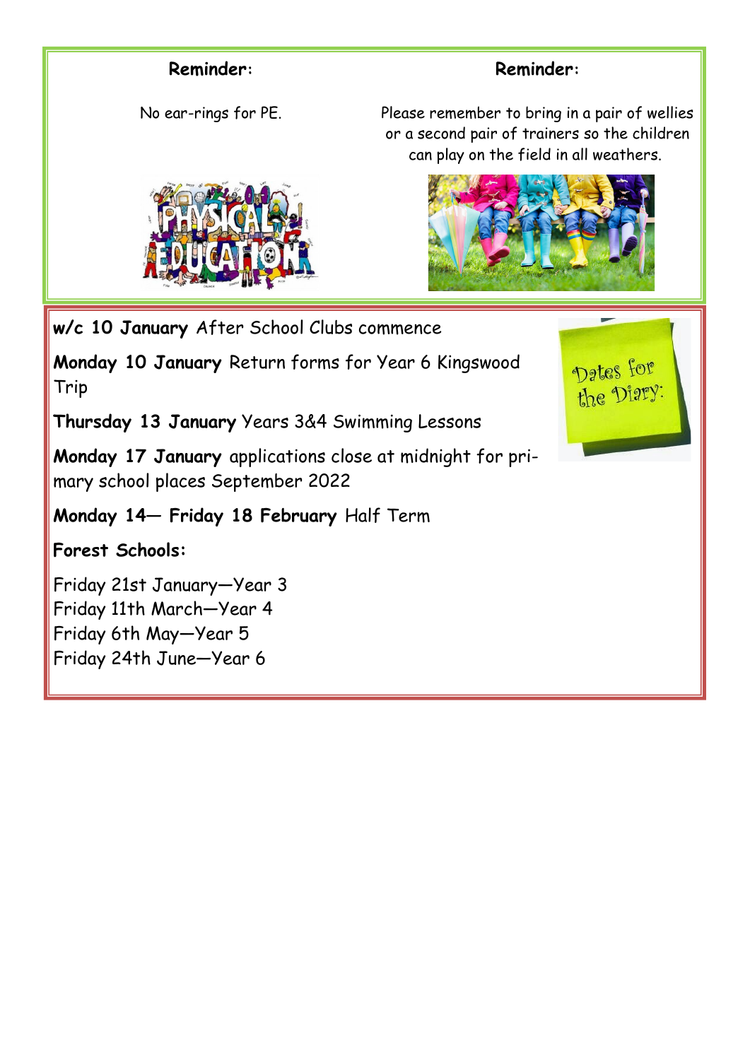**Reminder:**

No ear-rings for PE.

**Reminder:**

Please remember to bring in a pair of wellies or a second pair of trainers so the children can play on the field in all weathers.

Dates for the Diary:

**w/c 10 January** After School Clubs commence

**Monday 10 January** Return forms for Year 6 Kingswood Trip

**Thursday 13 January** Years 3&4 Swimming Lessons

**Monday 17 January** applications close at midnight for primary school places September 2022

**Monday 14— Friday 18 February** Half Term

**Forest Schools:**

Friday 21st January—Year 3
Friday 11th March—Year 4
Friday 6th May—Year 5
Friday 24th June—Year 6